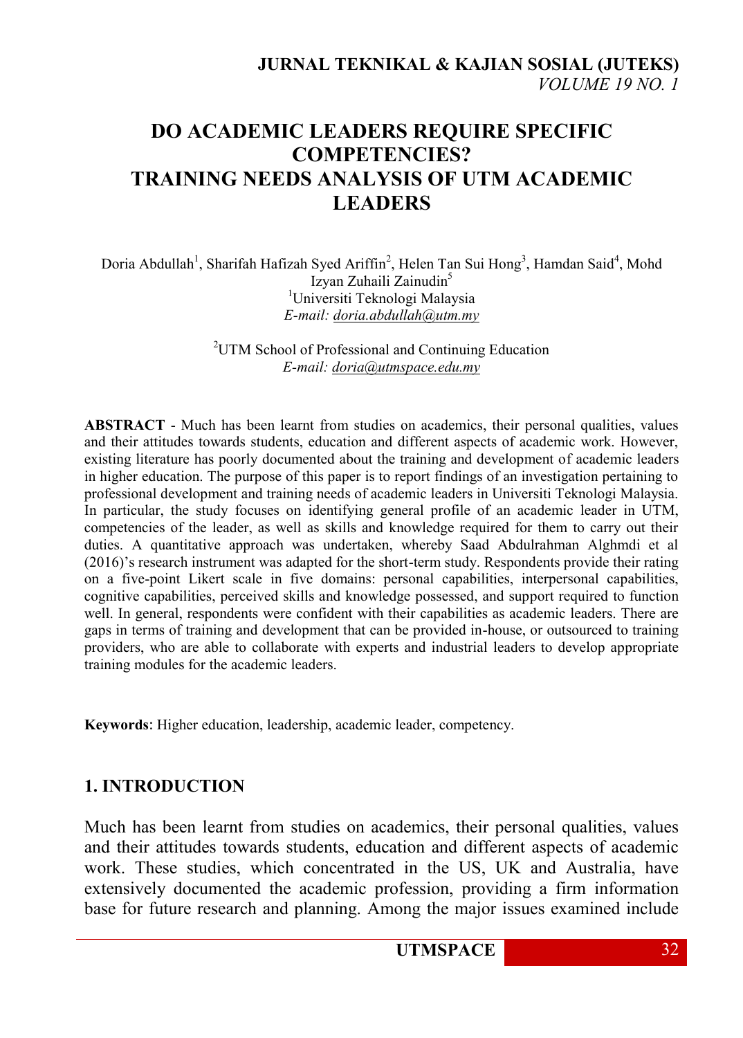# DO ACADEMIC LEADERS REQUIRE SPECIFIC COMPETENCIES? TRAINING NEEDS ANALYSIS OF UTM ACADEMIC LEADERS

Doria Abdullah[1], Sharifah Hafizah Syed Ariffin[2], Helen Tan Sui Hong[3], Hamdan Said[4], Mohd Izyan Zuhaili Zainudin[5]

[1]Universiti Teknologi Malaysia
*E-mail: doria.abdullah@utm.my*

[2]UTM School of Professional and Continuing Education
*E-mail: doria@utmspace.edu.my*

**ABSTRACT** - Much has been learnt from studies on academics, their personal qualities, values and their attitudes towards students, education and different aspects of academic work. However, existing literature has poorly documented about the training and development of academic leaders in higher education. The purpose of this paper is to report findings of an investigation pertaining to professional development and training needs of academic leaders in Universiti Teknologi Malaysia. In particular, the study focuses on identifying general profile of an academic leader in UTM, competencies of the leader, as well as skills and knowledge required for them to carry out their duties. A quantitative approach was undertaken, whereby Saad Abdulrahman Alghmdi et al (2016)'s research instrument was adapted for the short-term study. Respondents provide their rating on a five-point Likert scale in five domains: personal capabilities, interpersonal capabilities, cognitive capabilities, perceived skills and knowledge possessed, and support required to function well. In general, respondents were confident with their capabilities as academic leaders. There are gaps in terms of training and development that can be provided in-house, or outsourced to training providers, who are able to collaborate with experts and industrial leaders to develop appropriate training modules for the academic leaders.

**Keywords**: Higher education, leadership, academic leader, competency.

## 1. INTRODUCTION

Much has been learnt from studies on academics, their personal qualities, values and their attitudes towards students, education and different aspects of academic work. These studies, which concentrated in the US, UK and Australia, have extensively documented the academic profession, providing a firm information base for future research and planning. Among the major issues examined include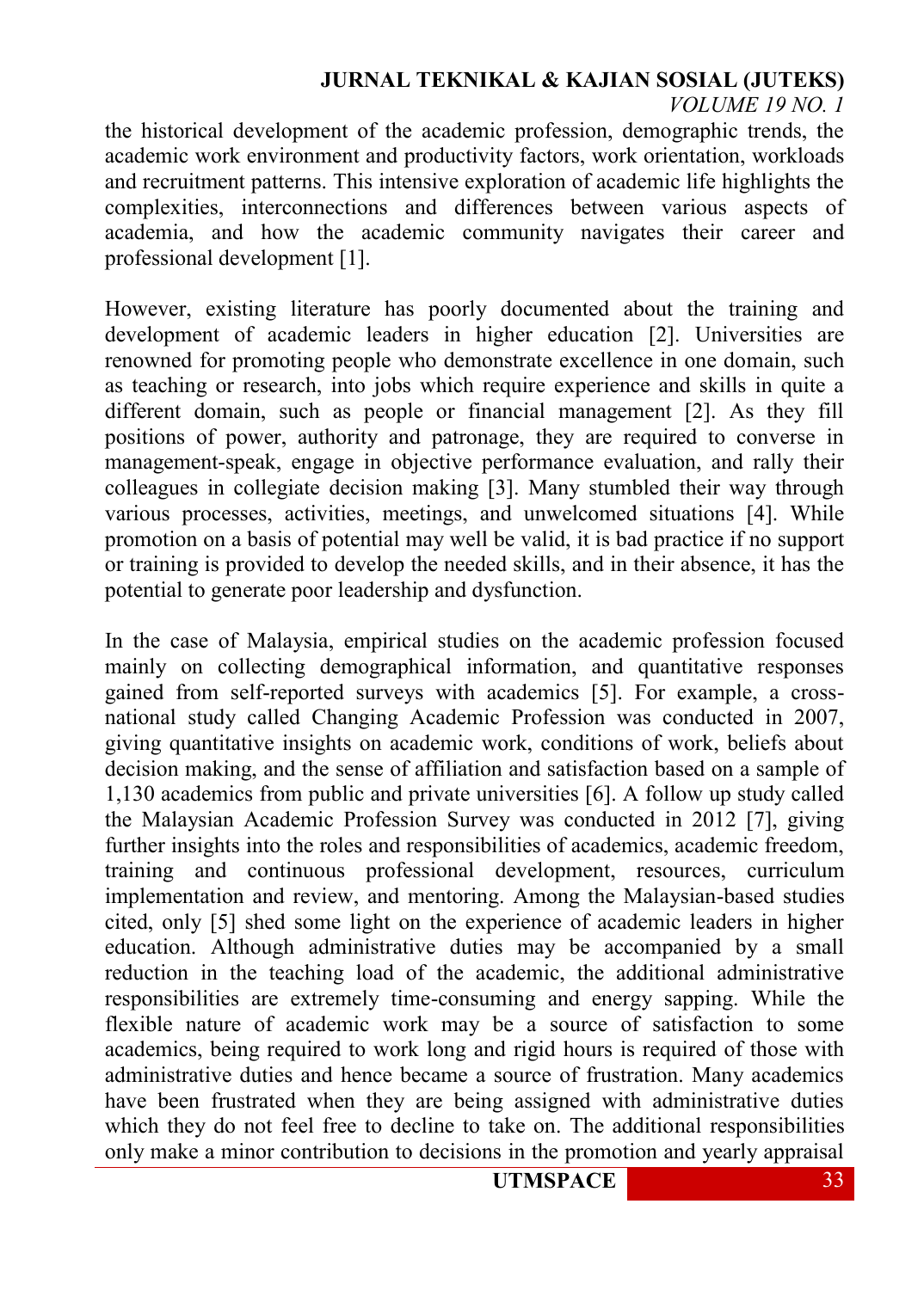the historical development of the academic profession, demographic trends, the academic work environment and productivity factors, work orientation, workloads and recruitment patterns. This intensive exploration of academic life highlights the complexities, interconnections and differences between various aspects of academia, and how the academic community navigates their career and professional development [1].

However, existing literature has poorly documented about the training and development of academic leaders in higher education [2]. Universities are renowned for promoting people who demonstrate excellence in one domain, such as teaching or research, into jobs which require experience and skills in quite a different domain, such as people or financial management [2]. As they fill positions of power, authority and patronage, they are required to converse in management-speak, engage in objective performance evaluation, and rally their colleagues in collegiate decision making [3]. Many stumbled their way through various processes, activities, meetings, and unwelcomed situations [4]. While promotion on a basis of potential may well be valid, it is bad practice if no support or training is provided to develop the needed skills, and in their absence, it has the potential to generate poor leadership and dysfunction.

In the case of Malaysia, empirical studies on the academic profession focused mainly on collecting demographical information, and quantitative responses gained from self-reported surveys with academics [5]. For example, a cross-national study called Changing Academic Profession was conducted in 2007, giving quantitative insights on academic work, conditions of work, beliefs about decision making, and the sense of affiliation and satisfaction based on a sample of 1,130 academics from public and private universities [6]. A follow up study called the Malaysian Academic Profession Survey was conducted in 2012 [7], giving further insights into the roles and responsibilities of academics, academic freedom, training and continuous professional development, resources, curriculum implementation and review, and mentoring. Among the Malaysian-based studies cited, only [5] shed some light on the experience of academic leaders in higher education. Although administrative duties may be accompanied by a small reduction in the teaching load of the academic, the additional administrative responsibilities are extremely time-consuming and energy sapping. While the flexible nature of academic work may be a source of satisfaction to some academics, being required to work long and rigid hours is required of those with administrative duties and hence became a source of frustration. Many academics have been frustrated when they are being assigned with administrative duties which they do not feel free to decline to take on. The additional responsibilities only make a minor contribution to decisions in the promotion and yearly appraisal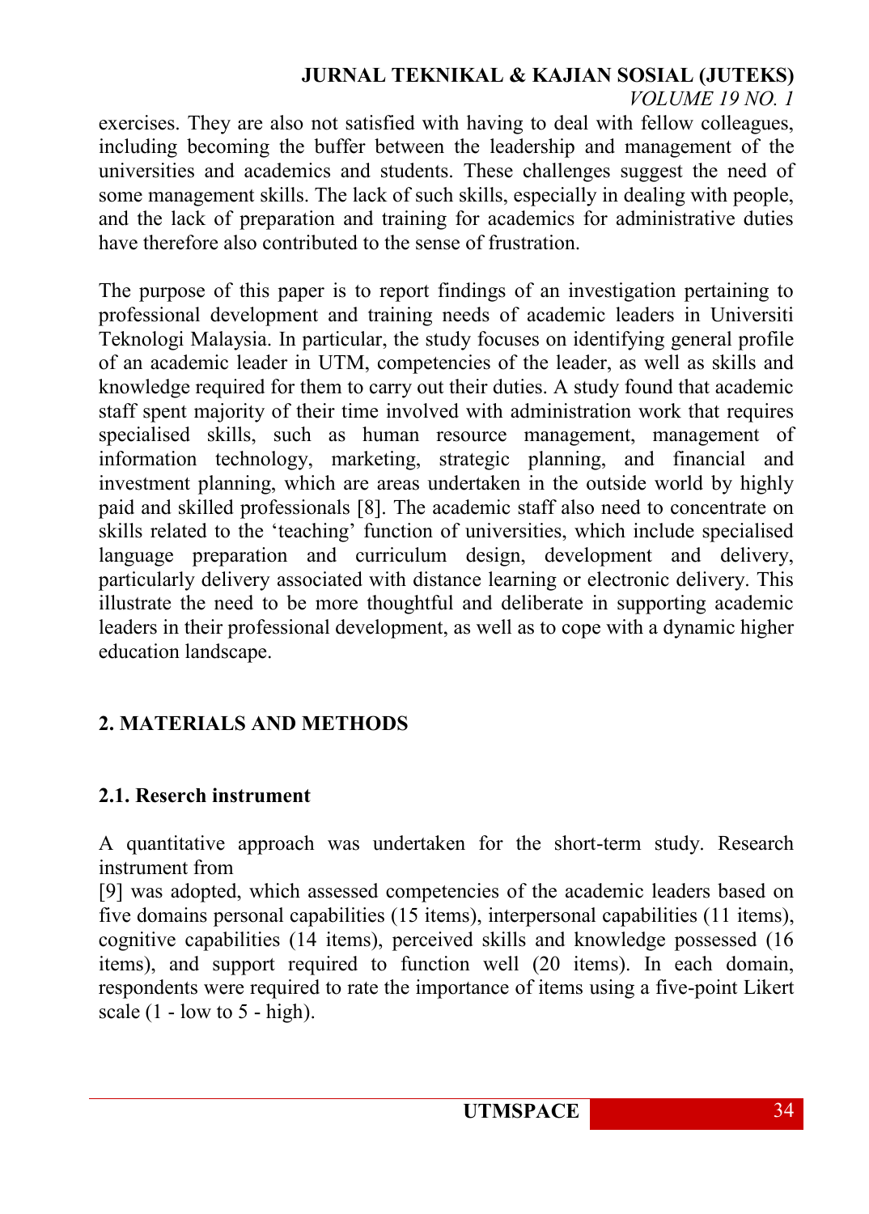exercises. They are also not satisfied with having to deal with fellow colleagues, including becoming the buffer between the leadership and management of the universities and academics and students. These challenges suggest the need of some management skills. The lack of such skills, especially in dealing with people, and the lack of preparation and training for academics for administrative duties have therefore also contributed to the sense of frustration.

The purpose of this paper is to report findings of an investigation pertaining to professional development and training needs of academic leaders in Universiti Teknologi Malaysia. In particular, the study focuses on identifying general profile of an academic leader in UTM, competencies of the leader, as well as skills and knowledge required for them to carry out their duties. A study found that academic staff spent majority of their time involved with administration work that requires specialised skills, such as human resource management, management of information technology, marketing, strategic planning, and financial and investment planning, which are areas undertaken in the outside world by highly paid and skilled professionals [8]. The academic staff also need to concentrate on skills related to the 'teaching' function of universities, which include specialised language preparation and curriculum design, development and delivery, particularly delivery associated with distance learning or electronic delivery. This illustrate the need to be more thoughtful and deliberate in supporting academic leaders in their professional development, as well as to cope with a dynamic higher education landscape.

## 2. MATERIALS AND METHODS

### 2.1. Reserch instrument

A quantitative approach was undertaken for the short-term study. Research instrument from
[9] was adopted, which assessed competencies of the academic leaders based on five domains personal capabilities (15 items), interpersonal capabilities (11 items), cognitive capabilities (14 items), perceived skills and knowledge possessed (16 items), and support required to function well (20 items). In each domain, respondents were required to rate the importance of items using a five-point Likert scale (1 - low to 5 - high).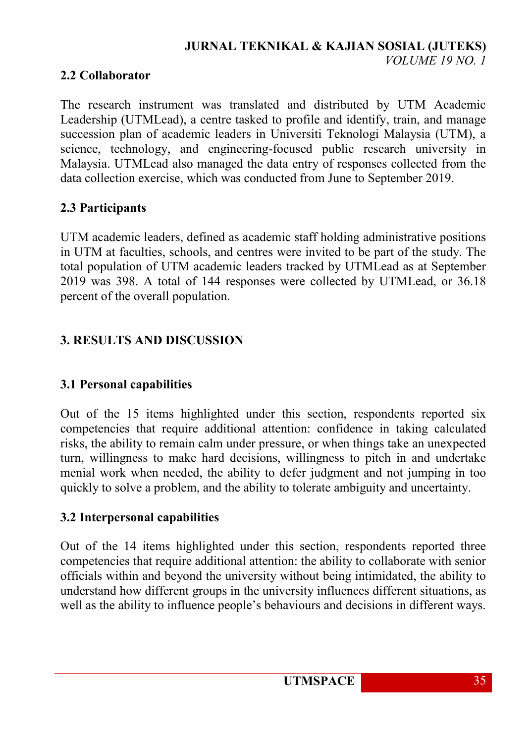### 2.2 Collaborator

The research instrument was translated and distributed by UTM Academic Leadership (UTMLead), a centre tasked to profile and identify, train, and manage succession plan of academic leaders in Universiti Teknologi Malaysia (UTM), a science, technology, and engineering-focused public research university in Malaysia. UTMLead also managed the data entry of responses collected from the data collection exercise, which was conducted from June to September 2019.

### 2.3 Participants

UTM academic leaders, defined as academic staff holding administrative positions in UTM at faculties, schools, and centres were invited to be part of the study. The total population of UTM academic leaders tracked by UTMLead as at September 2019 was 398. A total of 144 responses were collected by UTMLead, or 36.18 percent of the overall population.

## 3. RESULTS AND DISCUSSION

### 3.1 Personal capabilities

Out of the 15 items highlighted under this section, respondents reported six competencies that require additional attention: confidence in taking calculated risks, the ability to remain calm under pressure, or when things take an unexpected turn, willingness to make hard decisions, willingness to pitch in and undertake menial work when needed, the ability to defer judgment and not jumping in too quickly to solve a problem, and the ability to tolerate ambiguity and uncertainty.

### 3.2 Interpersonal capabilities

Out of the 14 items highlighted under this section, respondents reported three competencies that require additional attention: the ability to collaborate with senior officials within and beyond the university without being intimidated, the ability to understand how different groups in the university influences different situations, as well as the ability to influence people's behaviours and decisions in different ways.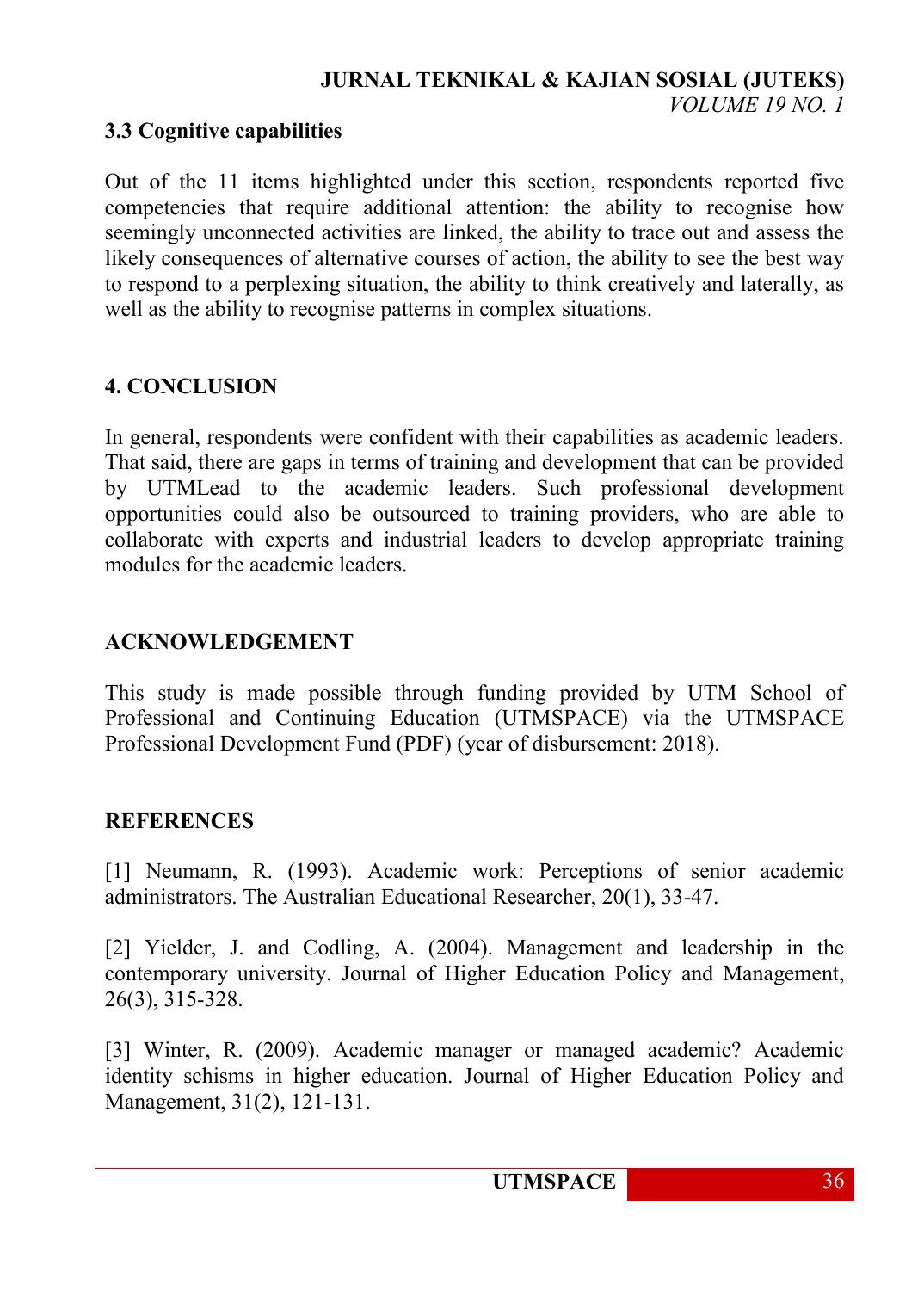### 3.3 Cognitive capabilities

Out of the 11 items highlighted under this section, respondents reported five competencies that require additional attention: the ability to recognise how seemingly unconnected activities are linked, the ability to trace out and assess the likely consequences of alternative courses of action, the ability to see the best way to respond to a perplexing situation, the ability to think creatively and laterally, as well as the ability to recognise patterns in complex situations.

## 4. CONCLUSION

In general, respondents were confident with their capabilities as academic leaders. That said, there are gaps in terms of training and development that can be provided by UTMLead to the academic leaders. Such professional development opportunities could also be outsourced to training providers, who are able to collaborate with experts and industrial leaders to develop appropriate training modules for the academic leaders.

## ACKNOWLEDGEMENT

This study is made possible through funding provided by UTM School of Professional and Continuing Education (UTMSPACE) via the UTMSPACE Professional Development Fund (PDF) (year of disbursement: 2018).

## REFERENCES

[1] Neumann, R. (1993). Academic work: Perceptions of senior academic administrators. The Australian Educational Researcher, 20(1), 33-47.

[2] Yielder, J. and Codling, A. (2004). Management and leadership in the contemporary university. Journal of Higher Education Policy and Management, 26(3), 315-328.

[3] Winter, R. (2009). Academic manager or managed academic? Academic identity schisms in higher education. Journal of Higher Education Policy and Management, 31(2), 121-131.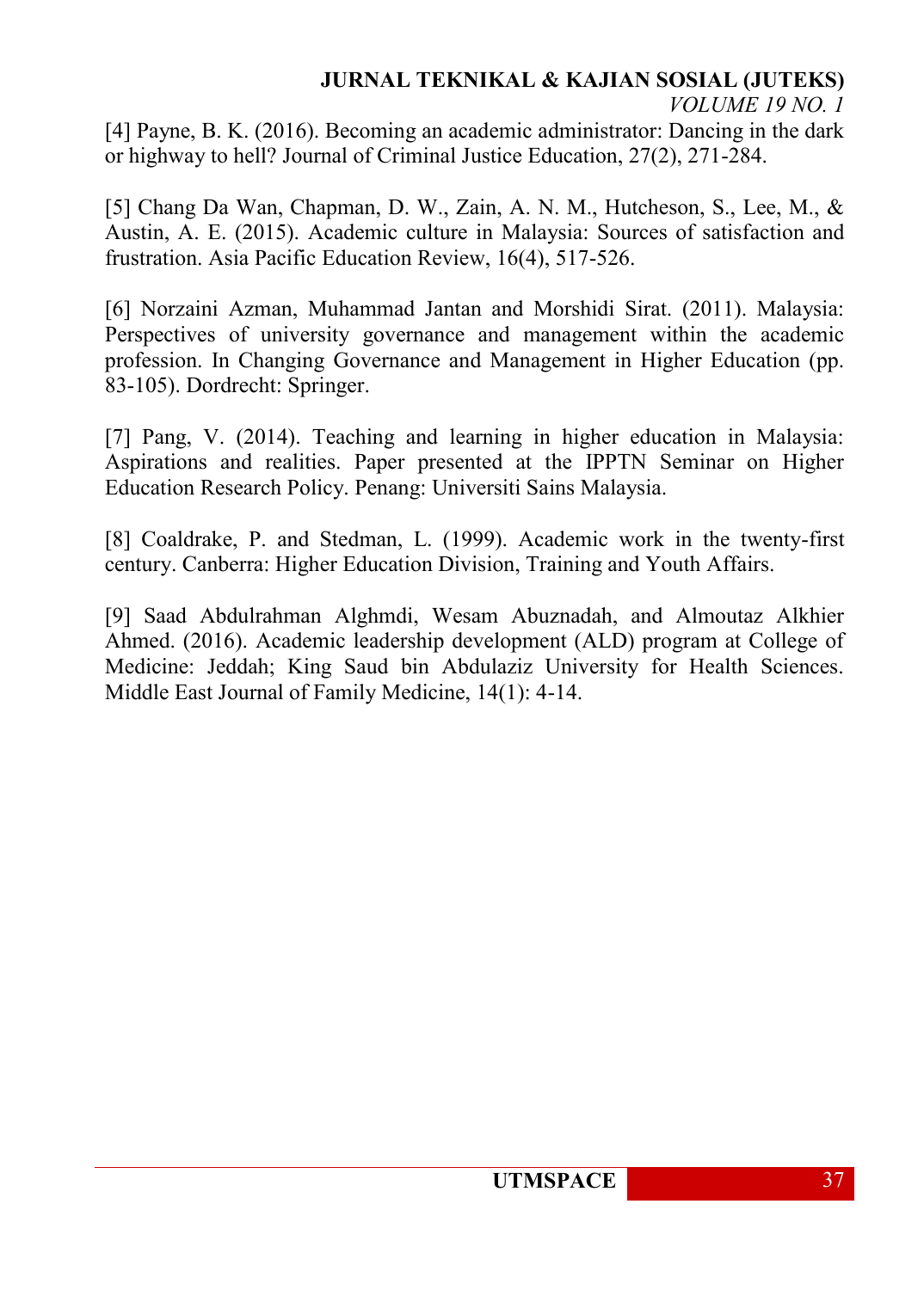[4] Payne, B. K. (2016). Becoming an academic administrator: Dancing in the dark or highway to hell? Journal of Criminal Justice Education, 27(2), 271-284.

[5] Chang Da Wan, Chapman, D. W., Zain, A. N. M., Hutcheson, S., Lee, M., & Austin, A. E. (2015). Academic culture in Malaysia: Sources of satisfaction and frustration. Asia Pacific Education Review, 16(4), 517-526.

[6] Norzaini Azman, Muhammad Jantan and Morshidi Sirat. (2011). Malaysia: Perspectives of university governance and management within the academic profession. In Changing Governance and Management in Higher Education (pp. 83-105). Dordrecht: Springer.

[7] Pang, V. (2014). Teaching and learning in higher education in Malaysia: Aspirations and realities. Paper presented at the IPPTN Seminar on Higher Education Research Policy. Penang: Universiti Sains Malaysia.

[8] Coaldrake, P. and Stedman, L. (1999). Academic work in the twenty-first century. Canberra: Higher Education Division, Training and Youth Affairs.

[9] Saad Abdulrahman Alghmdi, Wesam Abuznadah, and Almoutaz Alkhier Ahmed. (2016). Academic leadership development (ALD) program at College of Medicine: Jeddah; King Saud bin Abdulaziz University for Health Sciences. Middle East Journal of Family Medicine, 14(1): 4-14.